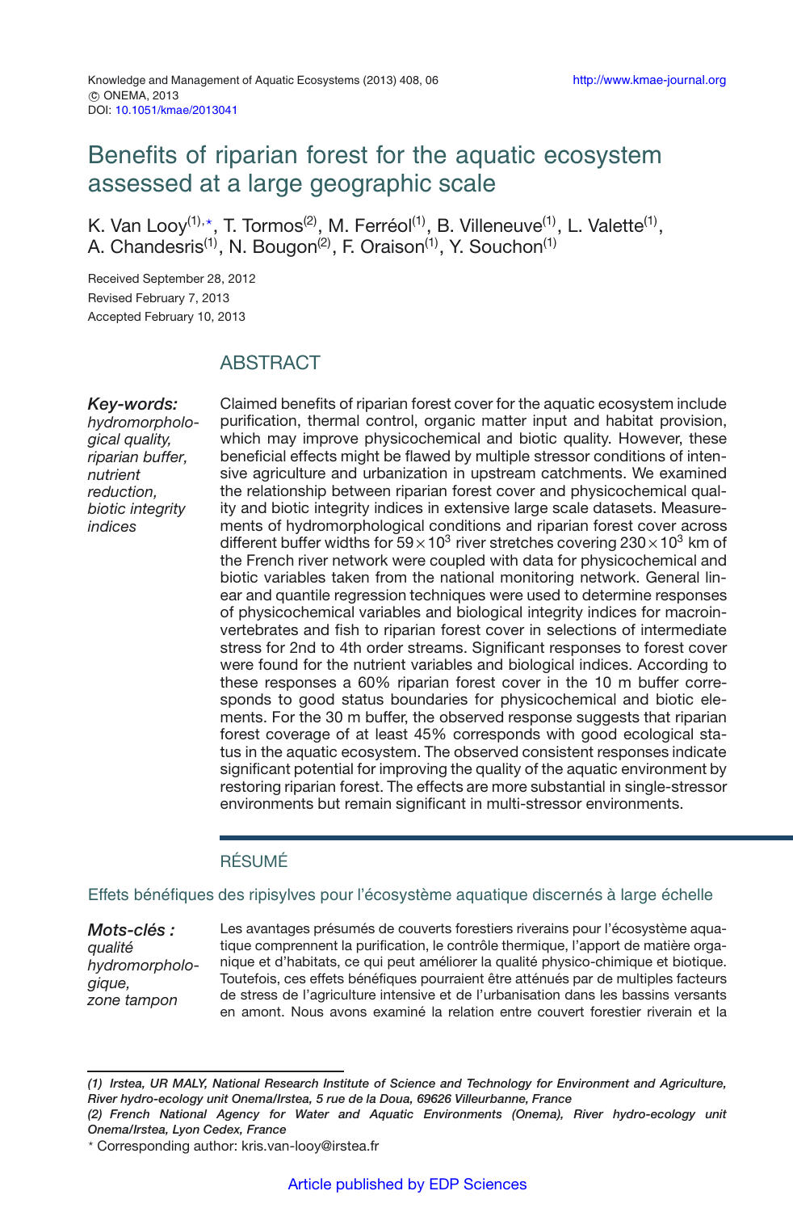Knowledge and Management of Aquatic Ecosystems (2013) 408, 06
© ONEMA, 2013
DOI: 10.1051/kmae/2013041

# Benefits of riparian forest for the aquatic ecosystem assessed at a large geographic scale

K. Van Looy[(1),*], T. Tormos[(2)], M. Ferréol[(1)], B. Villeneuve[(1)], L. Valette[(1)], A. Chandesris[(1)], N. Bougon[(2)], F. Oraison[(1)], Y. Souchon[(1)]

Received September 28, 2012
Revised February 7, 2013
Accepted February 10, 2013

## ABSTRACT

***Key-words:*** *hydromorphological quality, riparian buffer, nutrient reduction, biotic integrity indices*

Claimed benefits of riparian forest cover for the aquatic ecosystem include purification, thermal control, organic matter input and habitat provision, which may improve physicochemical and biotic quality. However, these beneficial effects might be flawed by multiple stressor conditions of intensive agriculture and urbanization in upstream catchments. We examined the relationship between riparian forest cover and physicochemical quality and biotic integrity indices in extensive large scale datasets. Measurements of hydromorphological conditions and riparian forest cover across different buffer widths for $59 \times 10^3$ river stretches covering $230 \times 10^3$ km of the French river network were coupled with data for physicochemical and biotic variables taken from the national monitoring network. General linear and quantile regression techniques were used to determine responses of physicochemical variables and biological integrity indices for macroinvertebrates and fish to riparian forest cover in selections of intermediate stress for 2nd to 4th order streams. Significant responses to forest cover were found for the nutrient variables and biological indices. According to these responses a 60% riparian forest cover in the 10 m buffer corresponds to good status boundaries for physicochemical and biotic elements. For the 30 m buffer, the observed response suggests that riparian forest coverage of at least 45% corresponds with good ecological status in the aquatic ecosystem. The observed consistent responses indicate significant potential for improving the quality of the aquatic environment by restoring riparian forest. The effects are more substantial in single-stressor environments but remain significant in multi-stressor environments.

## RÉSUMÉ

### Effets bénéfiques des ripisylves pour l'écosystème aquatique discernés à large échelle

***Mots-clés :*** *qualité hydromorphologique, zone tampon*

Les avantages présumés de couverts forestiers riverains pour l'écosystème aquatique comprennent la purification, le contrôle thermique, l'apport de matière organique et d'habitats, ce qui peut améliorer la qualité physico-chimique et biotique. Toutefois, ces effets bénéfiques pourraient être atténués par de multiples facteurs de stress de l'agriculture intensive et de l'urbanisation dans les bassins versants en amont. Nous avons examiné la relation entre couvert forestier riverain et la

---

*(1) Irstea, UR MALY, National Research Institute of Science and Technology for Environment and Agriculture, River hydro-ecology unit Onema/Irstea, 5 rue de la Doua, 69626 Villeurbanne, France*
*(2) French National Agency for Water and Aquatic Environments (Onema), River hydro-ecology unit Onema/Irstea, Lyon Cedex, France*
\* Corresponding author: kris.van-looy@irstea.fr

Article published by EDP Sciences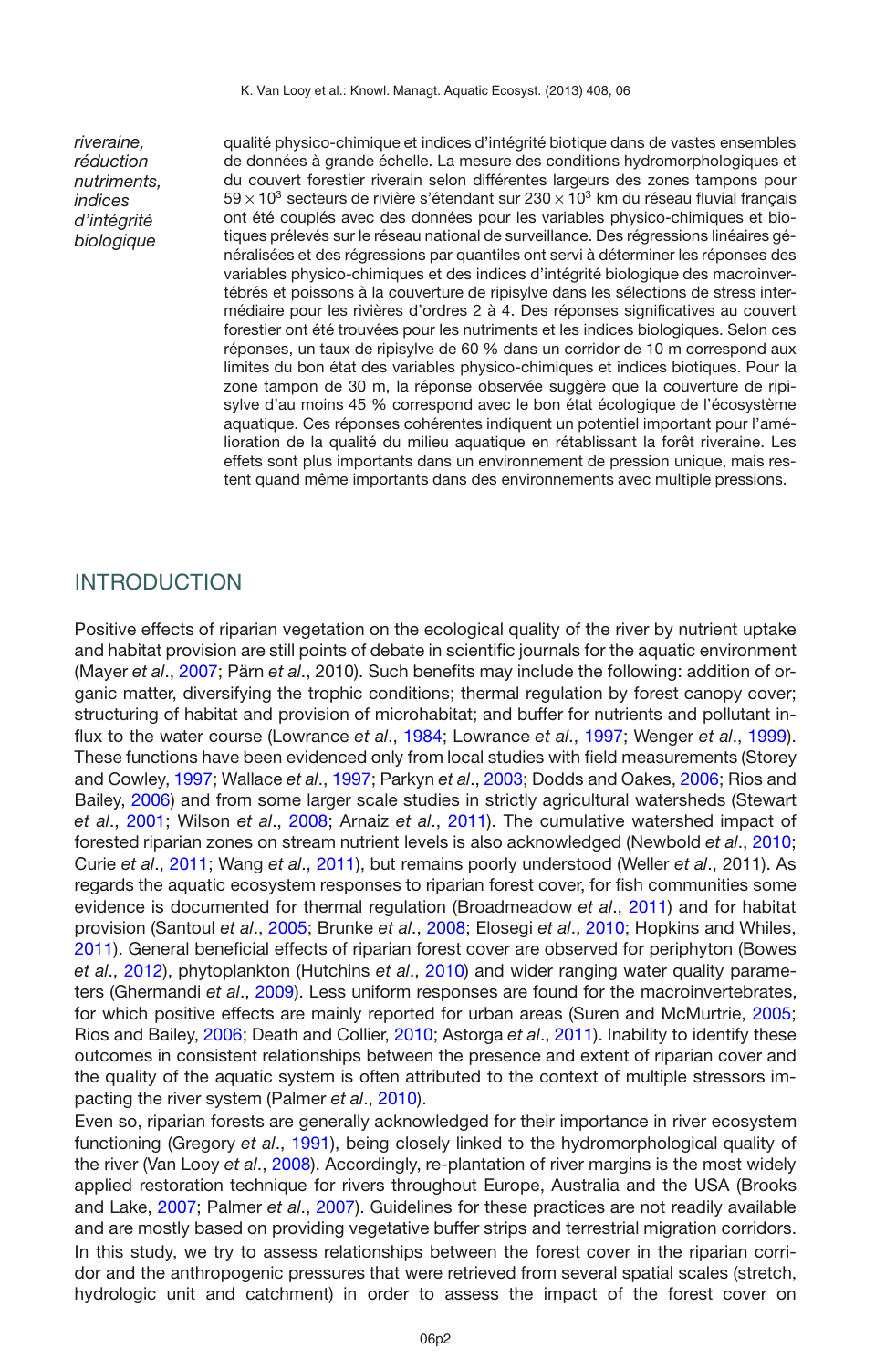*riveraine, réduction nutriments, indices d'intégrité biologique*

qualité physico-chimique et indices d'intégrité biotique dans de vastes ensembles de données à grande échelle. La mesure des conditions hydromorphologiques et du couvert forestier riverain selon différentes largeurs des zones tampons pour $59 \times 10^3$ secteurs de rivière s'étendant sur $230 \times 10^3$ km du réseau fluvial français ont été couplés avec des données pour les variables physico-chimiques et biotiques prélevés sur le réseau national de surveillance. Des régressions linéaires généralisées et des régressions par quantiles ont servi à déterminer les réponses des variables physico-chimiques et des indices d'intégrité biologique des macroinvertébrés et poissons à la couverture de ripisylve dans les sélections de stress intermédiaire pour les rivières d'ordres 2 à 4. Des réponses significatives au couvert forestier ont été trouvées pour les nutriments et les indices biologiques. Selon ces réponses, un taux de ripisylve de 60 % dans un corridor de 10 m correspond aux limites du bon état des variables physico-chimiques et indices biotiques. Pour la zone tampon de 30 m, la réponse observée suggère que la couverture de ripisylve d'au moins 45 % correspond avec le bon état écologique de l'écosystème aquatique. Ces réponses cohérentes indiquent un potentiel important pour l'amélioration de la qualité du milieu aquatique en rétablissant la forêt riveraine. Les effets sont plus importants dans un environnement de pression unique, mais restent quand même importants dans des environnements avec multiple pressions.

## INTRODUCTION

Positive effects of riparian vegetation on the ecological quality of the river by nutrient uptake and habitat provision are still points of debate in scientific journals for the aquatic environment (Mayer *et al*., 2007; Pärn *et al*., 2010). Such benefits may include the following: addition of organic matter, diversifying the trophic conditions; thermal regulation by forest canopy cover; structuring of habitat and provision of microhabitat; and buffer for nutrients and pollutant influx to the water course (Lowrance *et al*., 1984; Lowrance *et al*., 1997; Wenger *et al*., 1999). These functions have been evidenced only from local studies with field measurements (Storey and Cowley, 1997; Wallace *et al*., 1997; Parkyn *et al*., 2003; Dodds and Oakes, 2006; Rios and Bailey, 2006) and from some larger scale studies in strictly agricultural watersheds (Stewart *et al*., 2001; Wilson *et al*., 2008; Arnaiz *et al*., 2011). The cumulative watershed impact of forested riparian zones on stream nutrient levels is also acknowledged (Newbold *et al*., 2010; Curie *et al*., 2011; Wang *et al*., 2011), but remains poorly understood (Weller *et al*., 2011). As regards the aquatic ecosystem responses to riparian forest cover, for fish communities some evidence is documented for thermal regulation (Broadmeadow *et al*., 2011) and for habitat provision (Santoul *et al*., 2005; Brunke *et al*., 2008; Elosegi *et al*., 2010; Hopkins and Whiles, 2011). General beneficial effects of riparian forest cover are observed for periphyton (Bowes *et al*., 2012), phytoplankton (Hutchins *et al*., 2010) and wider ranging water quality parameters (Ghermandi *et al*., 2009). Less uniform responses are found for the macroinvertebrates, for which positive effects are mainly reported for urban areas (Suren and McMurtrie, 2005; Rios and Bailey, 2006; Death and Collier, 2010; Astorga *et al*., 2011). Inability to identify these outcomes in consistent relationships between the presence and extent of riparian cover and the quality of the aquatic system is often attributed to the context of multiple stressors impacting the river system (Palmer *et al*., 2010).

Even so, riparian forests are generally acknowledged for their importance in river ecosystem functioning (Gregory *et al*., 1991), being closely linked to the hydromorphological quality of the river (Van Looy *et al*., 2008). Accordingly, re-plantation of river margins is the most widely applied restoration technique for rivers throughout Europe, Australia and the USA (Brooks and Lake, 2007; Palmer *et al*., 2007). Guidelines for these practices are not readily available and are mostly based on providing vegetative buffer strips and terrestrial migration corridors. In this study, we try to assess relationships between the forest cover in the riparian corridor and the anthropogenic pressures that were retrieved from several spatial scales (stretch, hydrologic unit and catchment) in order to assess the impact of the forest cover on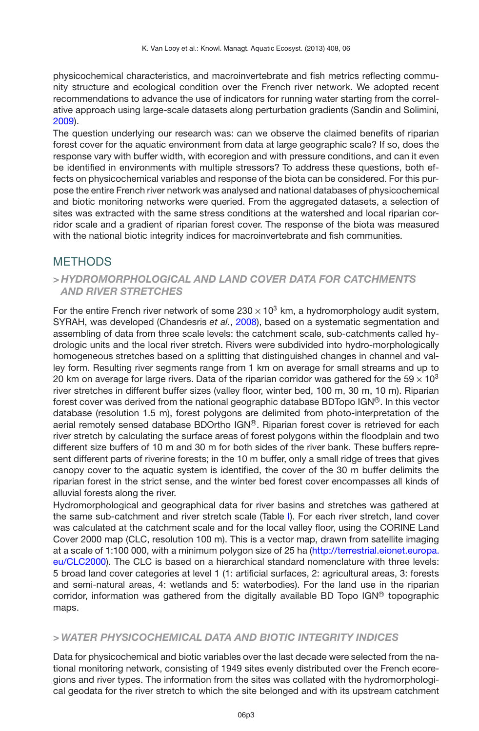physicochemical characteristics, and macroinvertebrate and fish metrics reflecting community structure and ecological condition over the French river network. We adopted recent recommendations to advance the use of indicators for running water starting from the correlative approach using large-scale datasets along perturbation gradients (Sandin and Solimini, 2009).

The question underlying our research was: can we observe the claimed benefits of riparian forest cover for the aquatic environment from data at large geographic scale? If so, does the response vary with buffer width, with ecoregion and with pressure conditions, and can it even be identified in environments with multiple stressors? To address these questions, both effects on physicochemical variables and response of the biota can be considered. For this purpose the entire French river network was analysed and national databases of physicochemical and biotic monitoring networks were queried. From the aggregated datasets, a selection of sites was extracted with the same stress conditions at the watershed and local riparian corridor scale and a gradient of riparian forest cover. The response of the biota was measured with the national biotic integrity indices for macroinvertebrate and fish communities.

## METHODS

### > *HYDROMORPHOLOGICAL AND LAND COVER DATA FOR CATCHMENTS AND RIVER STRETCHES*

For the entire French river network of some $230 \times 10^3$ km, a hydromorphology audit system, SYRAH, was developed (Chandesris *et al*., 2008), based on a systematic segmentation and assembling of data from three scale levels: the catchment scale, sub-catchments called hydrologic units and the local river stretch. Rivers were subdivided into hydro-morphologically homogeneous stretches based on a splitting that distinguished changes in channel and valley form. Resulting river segments range from 1 km on average for small streams and up to 20 km on average for large rivers. Data of the riparian corridor was gathered for the $59 \times 10^3$ river stretches in different buffer sizes (valley floor, winter bed, 100 m, 30 m, 10 m). Riparian forest cover was derived from the national geographic database BDTopo IGN®. In this vector database (resolution 1.5 m), forest polygons are delimited from photo-interpretation of the aerial remotely sensed database BDOrtho IGN®. Riparian forest cover is retrieved for each river stretch by calculating the surface areas of forest polygons within the floodplain and two different size buffers of 10 m and 30 m for both sides of the river bank. These buffers represent different parts of riverine forests; in the 10 m buffer, only a small ridge of trees that gives canopy cover to the aquatic system is identified, the cover of the 30 m buffer delimits the riparian forest in the strict sense, and the winter bed forest cover encompasses all kinds of alluvial forests along the river.

Hydromorphological and geographical data for river basins and stretches was gathered at the same sub-catchment and river stretch scale (Table I). For each river stretch, land cover was calculated at the catchment scale and for the local valley floor, using the CORINE Land Cover 2000 map (CLC, resolution 100 m). This is a vector map, drawn from satellite imaging at a scale of 1:100 000, with a minimum polygon size of 25 ha (http://terrestrial.eionet.europa.eu/CLC2000). The CLC is based on a hierarchical standard nomenclature with three levels: 5 broad land cover categories at level 1 (1: artificial surfaces, 2: agricultural areas, 3: forests and semi-natural areas, 4: wetlands and 5: waterbodies). For the land use in the riparian corridor, information was gathered from the digitally available BD Topo IGN® topographic maps.

### > *WATER PHYSICOCHEMICAL DATA AND BIOTIC INTEGRITY INDICES*

Data for physicochemical and biotic variables over the last decade were selected from the national monitoring network, consisting of 1949 sites evenly distributed over the French ecoregions and river types. The information from the sites was collated with the hydromorphological geodata for the river stretch to which the site belonged and with its upstream catchment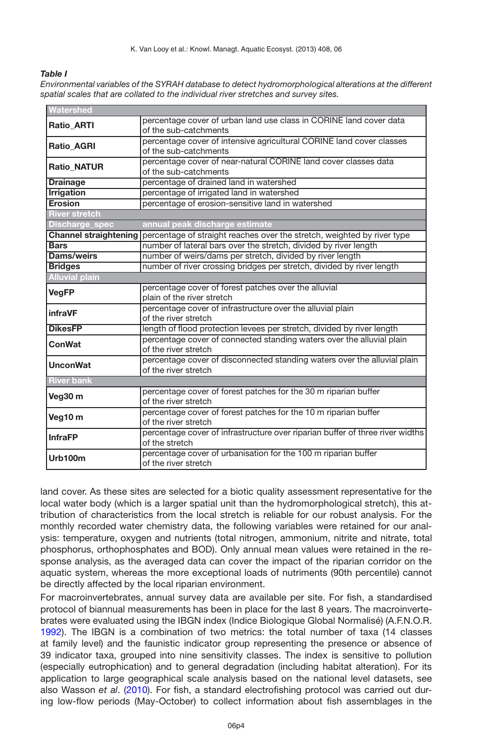***Table I***

*Environmental variables of the SYRAH database to detect hydromorphological alterations at the different spatial scales that are collated to the individual river stretches and survey sites.*

| **Watershed** | |
|---|---|
| **Ratio_ARTI** | percentage cover of urban land use class in CORINE land cover data of the sub-catchments |
| **Ratio_AGRI** | percentage cover of intensive agricultural CORINE land cover classes of the sub-catchments |
| **Ratio_NATUR** | percentage cover of near-natural CORINE land cover classes data of the sub-catchments |
| **Drainage** | percentage of drained land in watershed |
| **Irrigation** | percentage of irrigated land in watershed |
| **Erosion** | percentage of erosion-sensitive land in watershed |
| **River stretch** | |
| **Discharge_spec** | **annual peak discharge estimate** |
| **Channel straightening** | percentage of straight reaches over the stretch, weighted by river type |
| **Bars** | number of lateral bars over the stretch, divided by river length |
| **Dams/weirs** | number of weirs/dams per stretch, divided by river length |
| **Bridges** | number of river crossing bridges per stretch, divided by river length |
| **Alluvial plain** | |
| **VegFP** | percentage cover of forest patches over the alluvial plain of the river stretch |
| **infraVF** | percentage cover of infrastructure over the alluvial plain of the river stretch |
| **DikesFP** | length of flood protection levees per stretch, divided by river length |
| **ConWat** | percentage cover of connected standing waters over the alluvial plain of the river stretch |
| **UnconWat** | percentage cover of disconnected standing waters over the alluvial plain of the river stretch |
| **River bank** | |
| **Veg30 m** | percentage cover of forest patches for the 30 m riparian buffer of the river stretch |
| **Veg10 m** | percentage cover of forest patches for the 10 m riparian buffer of the river stretch |
| **InfraFP** | percentage cover of infrastructure over riparian buffer of three river widths of the stretch |
| **Urb100m** | percentage cover of urbanisation for the 100 m riparian buffer of the river stretch |

land cover. As these sites are selected for a biotic quality assessment representative for the local water body (which is a larger spatial unit than the hydromorphological stretch), this attribution of characteristics from the local stretch is reliable for our robust analysis. For the monthly recorded water chemistry data, the following variables were retained for our analysis: temperature, oxygen and nutrients (total nitrogen, ammonium, nitrite and nitrate, total phosphorus, orthophosphates and BOD). Only annual mean values were retained in the response analysis, as the averaged data can cover the impact of the riparian corridor on the aquatic system, whereas the more exceptional loads of nutriments (90th percentile) cannot be directly affected by the local riparian environment.

For macroinvertebrates, annual survey data are available per site. For fish, a standardised protocol of biannual measurements has been in place for the last 8 years. The macroinvertebrates were evaluated using the IBGN index (Indice Biologique Global Normalisé) (A.F.N.O.R. 1992). The IBGN is a combination of two metrics: the total number of taxa (14 classes at family level) and the faunistic indicator group representing the presence or absence of 39 indicator taxa, grouped into nine sensitivity classes. The index is sensitive to pollution (especially eutrophication) and to general degradation (including habitat alteration). For its application to large geographical scale analysis based on the national level datasets, see also Wasson *et al*. (2010). For fish, a standard electrofishing protocol was carried out during low-flow periods (May-October) to collect information about fish assemblages in the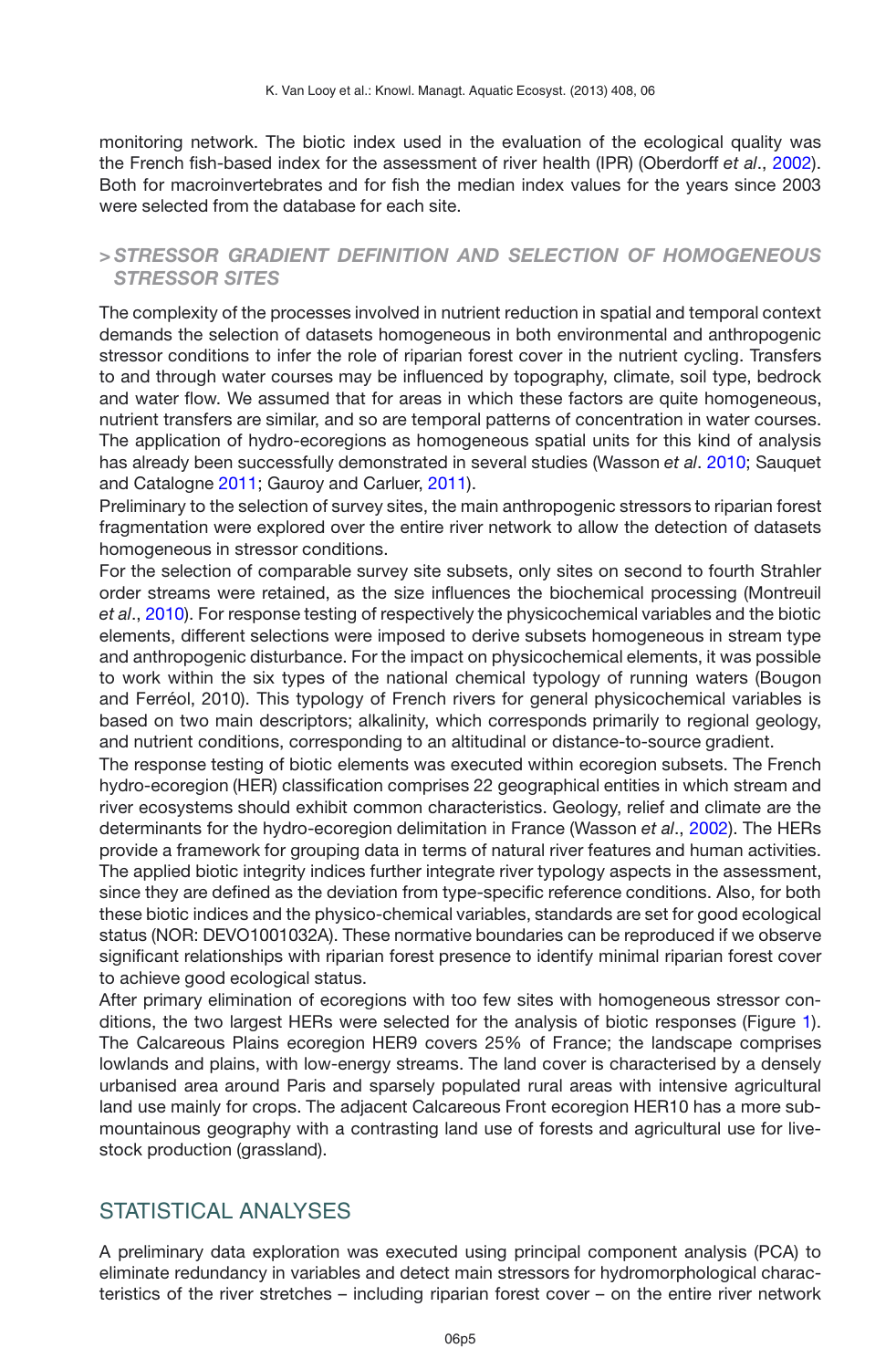monitoring network. The biotic index used in the evaluation of the ecological quality was the French fish-based index for the assessment of river health (IPR) (Oberdorff *et al*., 2002). Both for macroinvertebrates and for fish the median index values for the years since 2003 were selected from the database for each site.

### > *STRESSOR GRADIENT DEFINITION AND SELECTION OF HOMOGENEOUS STRESSOR SITES*

The complexity of the processes involved in nutrient reduction in spatial and temporal context demands the selection of datasets homogeneous in both environmental and anthropogenic stressor conditions to infer the role of riparian forest cover in the nutrient cycling. Transfers to and through water courses may be influenced by topography, climate, soil type, bedrock and water flow. We assumed that for areas in which these factors are quite homogeneous, nutrient transfers are similar, and so are temporal patterns of concentration in water courses. The application of hydro-ecoregions as homogeneous spatial units for this kind of analysis has already been successfully demonstrated in several studies (Wasson *et al*. 2010; Sauquet and Catalogne 2011; Gauroy and Carluer, 2011).

Preliminary to the selection of survey sites, the main anthropogenic stressors to riparian forest fragmentation were explored over the entire river network to allow the detection of datasets homogeneous in stressor conditions.

For the selection of comparable survey site subsets, only sites on second to fourth Strahler order streams were retained, as the size influences the biochemical processing (Montreuil *et al*., 2010). For response testing of respectively the physicochemical variables and the biotic elements, different selections were imposed to derive subsets homogeneous in stream type and anthropogenic disturbance. For the impact on physicochemical elements, it was possible to work within the six types of the national chemical typology of running waters (Bougon and Ferréol, 2010). This typology of French rivers for general physicochemical variables is based on two main descriptors; alkalinity, which corresponds primarily to regional geology, and nutrient conditions, corresponding to an altitudinal or distance-to-source gradient.

The response testing of biotic elements was executed within ecoregion subsets. The French hydro-ecoregion (HER) classification comprises 22 geographical entities in which stream and river ecosystems should exhibit common characteristics. Geology, relief and climate are the determinants for the hydro-ecoregion delimitation in France (Wasson *et al*., 2002). The HERs provide a framework for grouping data in terms of natural river features and human activities. The applied biotic integrity indices further integrate river typology aspects in the assessment, since they are defined as the deviation from type-specific reference conditions. Also, for both these biotic indices and the physico-chemical variables, standards are set for good ecological status (NOR: DEVO1001032A). These normative boundaries can be reproduced if we observe significant relationships with riparian forest presence to identify minimal riparian forest cover to achieve good ecological status.

After primary elimination of ecoregions with too few sites with homogeneous stressor conditions, the two largest HERs were selected for the analysis of biotic responses (Figure 1). The Calcareous Plains ecoregion HER9 covers 25% of France; the landscape comprises lowlands and plains, with low-energy streams. The land cover is characterised by a densely urbanised area around Paris and sparsely populated rural areas with intensive agricultural land use mainly for crops. The adjacent Calcareous Front ecoregion HER10 has a more sub-mountainous geography with a contrasting land use of forests and agricultural use for livestock production (grassland).

## STATISTICAL ANALYSES

A preliminary data exploration was executed using principal component analysis (PCA) to eliminate redundancy in variables and detect main stressors for hydromorphological characteristics of the river stretches – including riparian forest cover – on the entire river network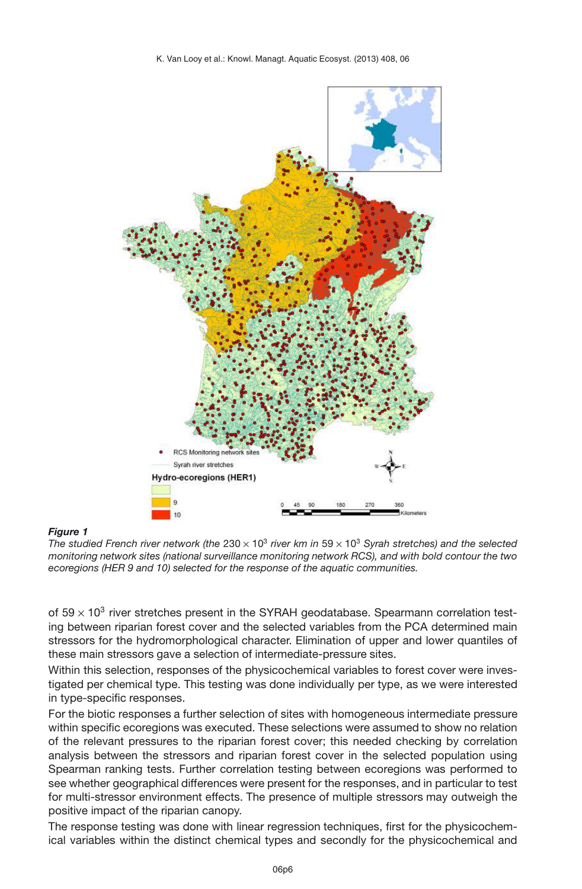*Figure 1*
*The studied French river network (the* $230 \times 10^3$ *river km in* $59 \times 10^3$ *Syrah stretches) and the selected monitoring network sites (national surveillance monitoring network RCS), and with bold contour the two ecoregions (HER 9 and 10) selected for the response of the aquatic communities.*

of $59 \times 10^3$ river stretches present in the SYRAH geodatabase. Spearmann correlation testing between riparian forest cover and the selected variables from the PCA determined main stressors for the hydromorphological character. Elimination of upper and lower quantiles of these main stressors gave a selection of intermediate-pressure sites.

Within this selection, responses of the physicochemical variables to forest cover were investigated per chemical type. This testing was done individually per type, as we were interested in type-specific responses.

For the biotic responses a further selection of sites with homogeneous intermediate pressure within specific ecoregions was executed. These selections were assumed to show no relation of the relevant pressures to the riparian forest cover; this needed checking by correlation analysis between the stressors and riparian forest cover in the selected population using Spearman ranking tests. Further correlation testing between ecoregions was performed to see whether geographical differences were present for the responses, and in particular to test for multi-stressor environment effects. The presence of multiple stressors may outweigh the positive impact of the riparian canopy.

The response testing was done with linear regression techniques, first for the physicochemical variables within the distinct chemical types and secondly for the physicochemical and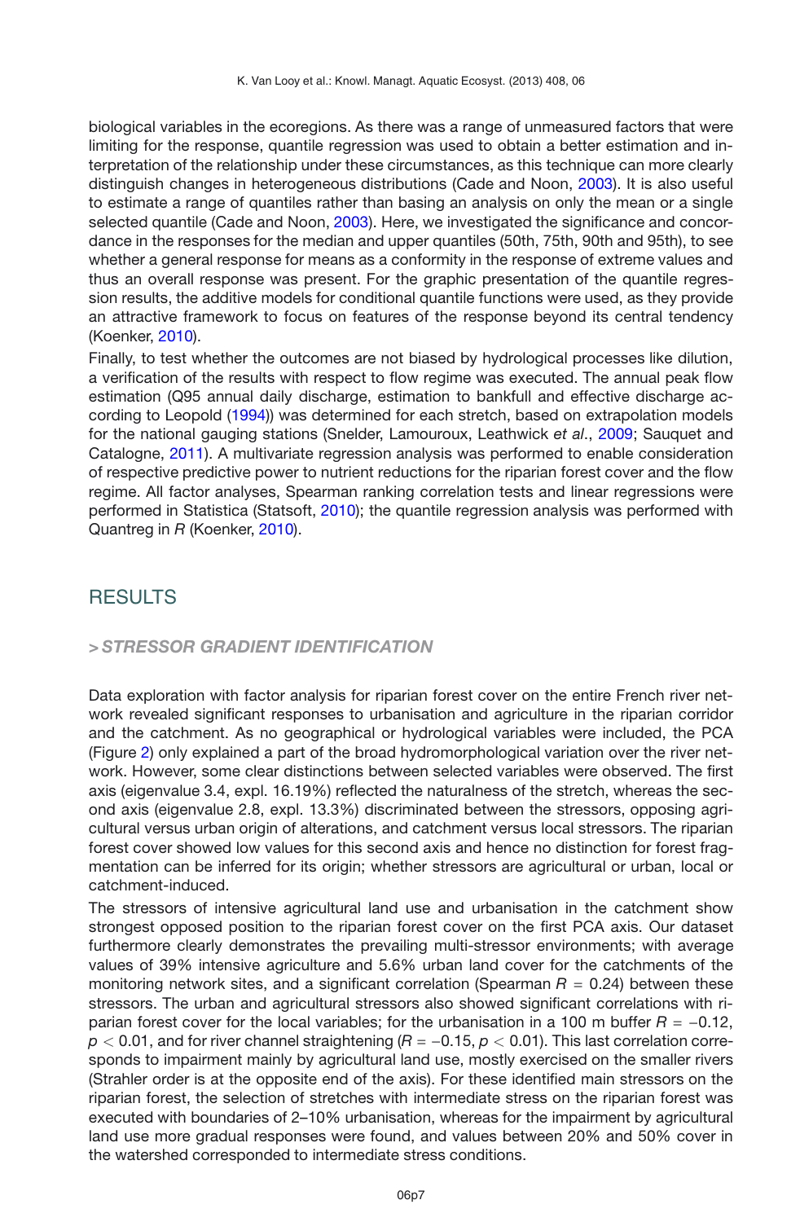biological variables in the ecoregions. As there was a range of unmeasured factors that were limiting for the response, quantile regression was used to obtain a better estimation and interpretation of the relationship under these circumstances, as this technique can more clearly distinguish changes in heterogeneous distributions (Cade and Noon, 2003). It is also useful to estimate a range of quantiles rather than basing an analysis on only the mean or a single selected quantile (Cade and Noon, 2003). Here, we investigated the significance and concordance in the responses for the median and upper quantiles (50th, 75th, 90th and 95th), to see whether a general response for means as a conformity in the response of extreme values and thus an overall response was present. For the graphic presentation of the quantile regression results, the additive models for conditional quantile functions were used, as they provide an attractive framework to focus on features of the response beyond its central tendency (Koenker, 2010).

Finally, to test whether the outcomes are not biased by hydrological processes like dilution, a verification of the results with respect to flow regime was executed. The annual peak flow estimation (Q95 annual daily discharge, estimation to bankfull and effective discharge according to Leopold (1994)) was determined for each stretch, based on extrapolation models for the national gauging stations (Snelder, Lamouroux, Leathwick *et al*., 2009; Sauquet and Catalogne, 2011). A multivariate regression analysis was performed to enable consideration of respective predictive power to nutrient reductions for the riparian forest cover and the flow regime. All factor analyses, Spearman ranking correlation tests and linear regressions were performed in Statistica (Statsoft, 2010); the quantile regression analysis was performed with Quantreg in *R* (Koenker, 2010).

# RESULTS

## > *STRESSOR GRADIENT IDENTIFICATION*

Data exploration with factor analysis for riparian forest cover on the entire French river network revealed significant responses to urbanisation and agriculture in the riparian corridor and the catchment. As no geographical or hydrological variables were included, the PCA (Figure 2) only explained a part of the broad hydromorphological variation over the river network. However, some clear distinctions between selected variables were observed. The first axis (eigenvalue 3.4, expl. 16.19%) reflected the naturalness of the stretch, whereas the second axis (eigenvalue 2.8, expl. 13.3%) discriminated between the stressors, opposing agricultural versus urban origin of alterations, and catchment versus local stressors. The riparian forest cover showed low values for this second axis and hence no distinction for forest fragmentation can be inferred for its origin; whether stressors are agricultural or urban, local or catchment-induced.

The stressors of intensive agricultural land use and urbanisation in the catchment show strongest opposed position to the riparian forest cover on the first PCA axis. Our dataset furthermore clearly demonstrates the prevailing multi-stressor environments; with average values of 39% intensive agriculture and 5.6% urban land cover for the catchments of the monitoring network sites, and a significant correlation (Spearman $R = 0.24$) between these stressors. The urban and agricultural stressors also showed significant correlations with riparian forest cover for the local variables; for the urbanisation in a 100 m buffer $R = -0.12$, $p < 0.01$, and for river channel straightening ($R = -0.15$, $p < 0.01$). This last correlation corresponds to impairment mainly by agricultural land use, mostly exercised on the smaller rivers (Strahler order is at the opposite end of the axis). For these identified main stressors on the riparian forest, the selection of stretches with intermediate stress on the riparian forest was executed with boundaries of 2–10% urbanisation, whereas for the impairment by agricultural land use more gradual responses were found, and values between 20% and 50% cover in the watershed corresponded to intermediate stress conditions.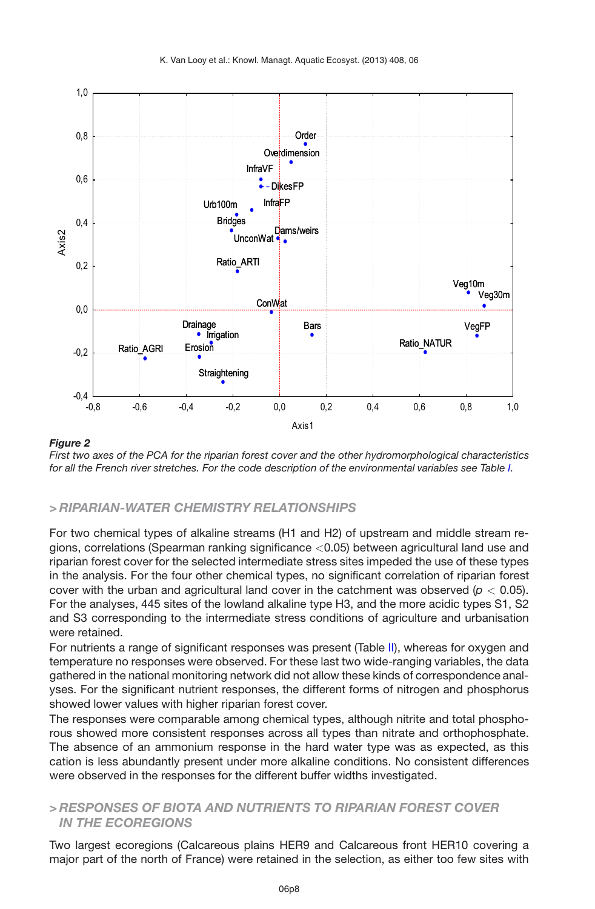**Figure 2**

*First two axes of the PCA for the riparian forest cover and the other hydromorphological characteristics for all the French river stretches. For the code description of the environmental variables see Table I.*

## > RIPARIAN-WATER CHEMISTRY RELATIONSHIPS

For two chemical types of alkaline streams (H1 and H2) of upstream and middle stream regions, correlations (Spearman ranking significance <0.05) between agricultural land use and riparian forest cover for the selected intermediate stress sites impeded the use of these types in the analysis. For the four other chemical types, no significant correlation of riparian forest cover with the urban and agricultural land cover in the catchment was observed ($p < 0.05$). For the analyses, 445 sites of the lowland alkaline type H3, and the more acidic types S1, S2 and S3 corresponding to the intermediate stress conditions of agriculture and urbanisation were retained.

For nutrients a range of significant responses was present (Table II), whereas for oxygen and temperature no responses were observed. For these last two wide-ranging variables, the data gathered in the national monitoring network did not allow these kinds of correspondence analyses. For the significant nutrient responses, the different forms of nitrogen and phosphorus showed lower values with higher riparian forest cover.

The responses were comparable among chemical types, although nitrite and total phosphorous showed more consistent responses across all types than nitrate and orthophosphate. The absence of an ammonium response in the hard water type was as expected, as this cation is less abundantly present under more alkaline conditions. No consistent differences were observed in the responses for the different buffer widths investigated.

## > RESPONSES OF BIOTA AND NUTRIENTS TO RIPARIAN FOREST COVER IN THE ECOREGIONS

Two largest ecoregions (Calcareous plains HER9 and Calcareous front HER10 covering a major part of the north of France) were retained in the selection, as either too few sites with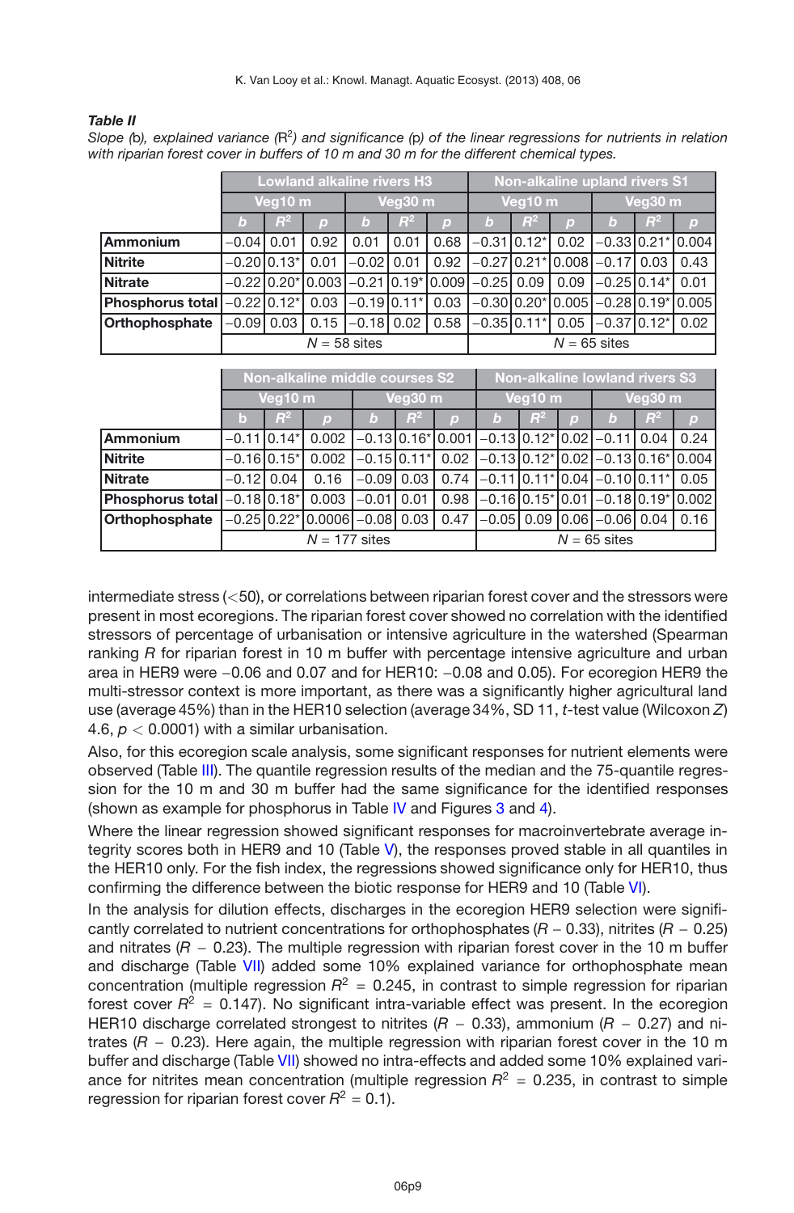***Table II***
*Slope (*b*), explained variance (*$R^2$*) and significance (*p*) of the linear regressions for nutrients in relation with riparian forest cover in buffers of 10 m and 30 m for the different chemical types.*

| | Lowland alkaline rivers H3 | | | | | | Non-alkaline upland rivers S1 | | | | | |
|---|---|---|---|---|---|---|---|---|---|---|---|---|
| | Veg10 m | | | Veg30 m | | | Veg10 m | | | Veg30 m | | |
| | *b* | $R^2$ | *p* | *b* | $R^2$ | *p* | *b* | $R^2$ | *p* | *b* | $R^2$ | *p* |
| **Ammonium** | −0.04 | 0.01 | 0.92 | 0.01 | 0.01 | 0.68 | −0.31 | 0.12* | 0.02 | −0.33 | 0.21* | 0.004 |
| **Nitrite** | −0.20 | 0.13* | 0.01 | −0.02 | 0.01 | 0.92 | −0.27 | 0.21* | 0.008 | −0.17 | 0.03 | 0.43 |
| **Nitrate** | −0.22 | 0.20* | 0.003 | −0.21 | 0.19* | 0.009 | −0.25 | 0.09 | 0.09 | −0.25 | 0.14* | 0.01 |
| **Phosphorus total** | −0.22 | 0.12* | 0.03 | −0.19 | 0.11* | 0.03 | −0.30 | 0.20* | 0.005 | −0.28 | 0.19* | 0.005 |
| **Orthophosphate** | −0.09 | 0.03 | 0.15 | −0.18 | 0.02 | 0.58 | −0.35 | 0.11* | 0.05 | −0.37 | 0.12* | 0.02 |
| | $N$ = 58 sites | | | | | | $N$ = 65 sites | | | | | |

| | Non-alkaline middle courses S2 | | | | | | Non-alkaline lowland rivers S3 | | | | | |
|---|---|---|---|---|---|---|---|---|---|---|---|---|
| | Veg10 m | | | Veg30 m | | | Veg10 m | | | Veg30 m | | |
| | b | $R^2$ | *p* | *b* | $R^2$ | *p* | *b* | $R^2$ | *p* | *b* | $R^2$ | *p* |
| **Ammonium** | −0.11 | 0.14* | 0.002 | −0.13 | 0.16* | 0.001 | −0.13 | 0.12* | 0.02 | −0.11 | 0.04 | 0.24 |
| **Nitrite** | −0.16 | 0.15* | 0.002 | −0.15 | 0.11* | 0.02 | −0.13 | 0.12* | 0.02 | −0.13 | 0.16* | 0.004 |
| **Nitrate** | −0.12 | 0.04 | 0.16 | −0.09 | 0.03 | 0.74 | −0.11 | 0.11* | 0.04 | −0.10 | 0.11* | 0.05 |
| **Phosphorus total** | −0.18 | 0.18* | 0.003 | −0.01 | 0.01 | 0.98 | −0.16 | 0.15* | 0.01 | −0.18 | 0.19* | 0.002 |
| **Orthophosphate** | −0.25 | 0.22* | 0.0006 | −0.08 | 0.03 | 0.47 | −0.05 | 0.09 | 0.06 | −0.06 | 0.04 | 0.16 |
| | $N$ = 177 sites | | | | | | $N$ = 65 sites | | | | | |

intermediate stress (<50), or correlations between riparian forest cover and the stressors were present in most ecoregions. The riparian forest cover showed no correlation with the identified stressors of percentage of urbanisation or intensive agriculture in the watershed (Spearman ranking $R$ for riparian forest in 10 m buffer with percentage intensive agriculture and urban area in HER9 were −0.06 and 0.07 and for HER10: −0.08 and 0.05). For ecoregion HER9 the multi-stressor context is more important, as there was a significantly higher agricultural land use (average 45%) than in the HER10 selection (average 34%, SD 11, $t$-test value (Wilcoxon $Z$) 4.6, $p < 0.0001$) with a similar urbanisation.

Also, for this ecoregion scale analysis, some significant responses for nutrient elements were observed (Table III). The quantile regression results of the median and the 75-quantile regression for the 10 m and 30 m buffer had the same significance for the identified responses (shown as example for phosphorus in Table IV and Figures 3 and 4).

Where the linear regression showed significant responses for macroinvertebrate average integrity scores both in HER9 and 10 (Table V), the responses proved stable in all quantiles in the HER10 only. For the fish index, the regressions showed significance only for HER10, thus confirming the difference between the biotic response for HER9 and 10 (Table VI).

In the analysis for dilution effects, discharges in the ecoregion HER9 selection were significantly correlated to nutrient concentrations for orthophosphates ($R$ − 0.33), nitrites ($R$ − 0.25) and nitrates ($R$ − 0.23). The multiple regression with riparian forest cover in the 10 m buffer and discharge (Table VII) added some 10% explained variance for orthophosphate mean concentration (multiple regression $R^2$ = 0.245, in contrast to simple regression for riparian forest cover $R^2$ = 0.147). No significant intra-variable effect was present. In the ecoregion HER10 discharge correlated strongest to nitrites ($R$ − 0.33), ammonium ($R$ − 0.27) and nitrates ($R$ − 0.23). Here again, the multiple regression with riparian forest cover in the 10 m buffer and discharge (Table VII) showed no intra-effects and added some 10% explained variance for nitrites mean concentration (multiple regression $R^2$ = 0.235, in contrast to simple regression for riparian forest cover $R^2$ = 0.1).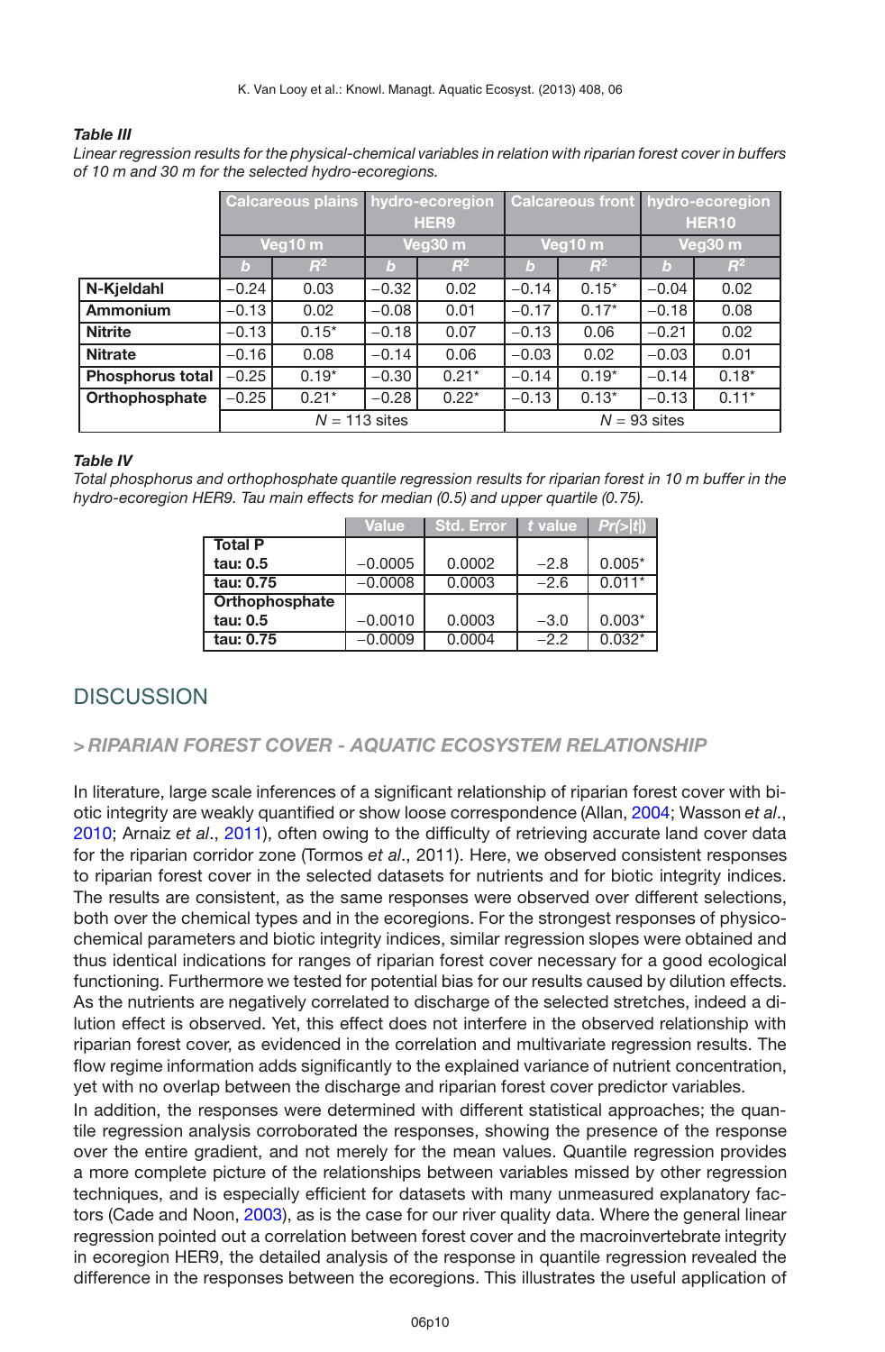***Table III***

*Linear regression results for the physical-chemical variables in relation with riparian forest cover in buffers of 10 m and 30 m for the selected hydro-ecoregions.*

| | Calcareous plains hydro-ecoregion HER9 | | | | Calcareous front hydro-ecoregion HER10 | | | |
|---|---|---|---|---|---|---|---|---|
| | Veg10 m | | Veg30 m | | Veg10 m | | Veg30 m | |
| | *b* | $R^2$ | *b* | $R^2$ | *b* | $R^2$ | *b* | $R^2$ |
| **N-Kjeldahl** | −0.24 | 0.03 | −0.32 | 0.02 | −0.14 | 0.15* | −0.04 | 0.02 |
| **Ammonium** | −0.13 | 0.02 | −0.08 | 0.01 | −0.17 | 0.17* | −0.18 | 0.08 |
| **Nitrite** | −0.13 | 0.15* | −0.18 | 0.07 | −0.13 | 0.06 | −0.21 | 0.02 |
| **Nitrate** | −0.16 | 0.08 | −0.14 | 0.06 | −0.03 | 0.02 | −0.03 | 0.01 |
| **Phosphorus total** | −0.25 | 0.19* | −0.30 | 0.21* | −0.14 | 0.19* | −0.14 | 0.18* |
| **Orthophosphate** | −0.25 | 0.21* | −0.28 | 0.22* | −0.13 | 0.13* | −0.13 | 0.11* |
| | $N$ = 113 sites | | | | $N$ = 93 sites | | | |

***Table IV***

*Total phosphorus and orthophosphate quantile regression results for riparian forest in 10 m buffer in the hydro-ecoregion HER9. Tau main effects for median (0.5) and upper quartile (0.75).*

| | Value | Std. Error | *t* value | $Pr(>\|t\|)$ |
|---|---|---|---|---|
| **Total P** | | | | |
| **tau: 0.5** | −0.0005 | 0.0002 | −2.8 | 0.005* |
| **tau: 0.75** | −0.0008 | 0.0003 | −2.6 | 0.011* |
| **Orthophosphate** | | | | |
| **tau: 0.5** | −0.0010 | 0.0003 | −3.0 | 0.003* |
| **tau: 0.75** | −0.0009 | 0.0004 | −2.2 | 0.032* |

## DISCUSSION

### > *RIPARIAN FOREST COVER - AQUATIC ECOSYSTEM RELATIONSHIP*

In literature, large scale inferences of a significant relationship of riparian forest cover with biotic integrity are weakly quantified or show loose correspondence (Allan, 2004; Wasson *et al.*, 2010; Arnaiz *et al.*, 2011), often owing to the difficulty of retrieving accurate land cover data for the riparian corridor zone (Tormos *et al.*, 2011). Here, we observed consistent responses to riparian forest cover in the selected datasets for nutrients and for biotic integrity indices. The results are consistent, as the same responses were observed over different selections, both over the chemical types and in the ecoregions. For the strongest responses of physico-chemical parameters and biotic integrity indices, similar regression slopes were obtained and thus identical indications for ranges of riparian forest cover necessary for a good ecological functioning. Furthermore we tested for potential bias for our results caused by dilution effects. As the nutrients are negatively correlated to discharge of the selected stretches, indeed a dilution effect is observed. Yet, this effect does not interfere in the observed relationship with riparian forest cover, as evidenced in the correlation and multivariate regression results. The flow regime information adds significantly to the explained variance of nutrient concentration, yet with no overlap between the discharge and riparian forest cover predictor variables.

In addition, the responses were determined with different statistical approaches; the quantile regression analysis corroborated the responses, showing the presence of the response over the entire gradient, and not merely for the mean values. Quantile regression provides a more complete picture of the relationships between variables missed by other regression techniques, and is especially efficient for datasets with many unmeasured explanatory factors (Cade and Noon, 2003), as is the case for our river quality data. Where the general linear regression pointed out a correlation between forest cover and the macroinvertebrate integrity in ecoregion HER9, the detailed analysis of the response in quantile regression revealed the difference in the responses between the ecoregions. This illustrates the useful application of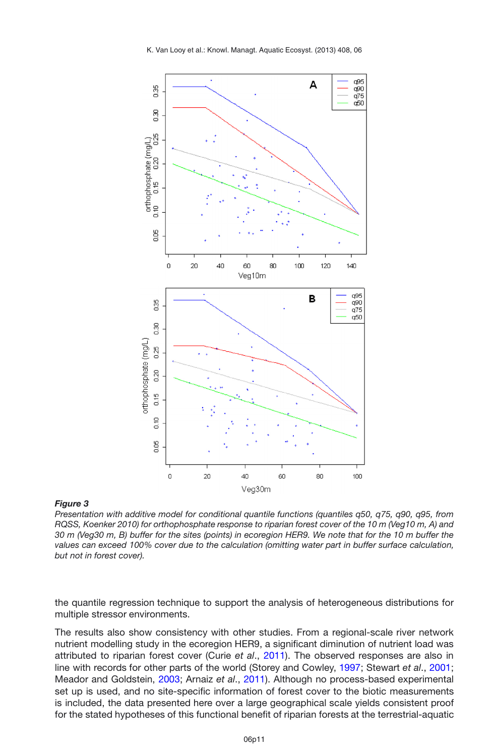***Figure 3***
*Presentation with additive model for conditional quantile functions (quantiles q50, q75, q90, q95, from RQSS, Koenker 2010) for orthophosphate response to riparian forest cover of the 10 m (Veg10 m, A) and 30 m (Veg30 m, B) buffer for the sites (points) in ecoregion HER9. We note that for the 10 m buffer the values can exceed 100% cover due to the calculation (omitting water part in buffer surface calculation, but not in forest cover).*

the quantile regression technique to support the analysis of heterogeneous distributions for multiple stressor environments.

The results also show consistency with other studies. From a regional-scale river network nutrient modelling study in the ecoregion HER9, a significant diminution of nutrient load was attributed to riparian forest cover (Curie *et al*., 2011). The observed responses are also in line with records for other parts of the world (Storey and Cowley, 1997; Stewart *et al*., 2001; Meador and Goldstein, 2003; Arnaiz *et al*., 2011). Although no process-based experimental set up is used, and no site-specific information of forest cover to the biotic measurements is included, the data presented here over a large geographical scale yields consistent proof for the stated hypotheses of this functional benefit of riparian forests at the terrestrial-aquatic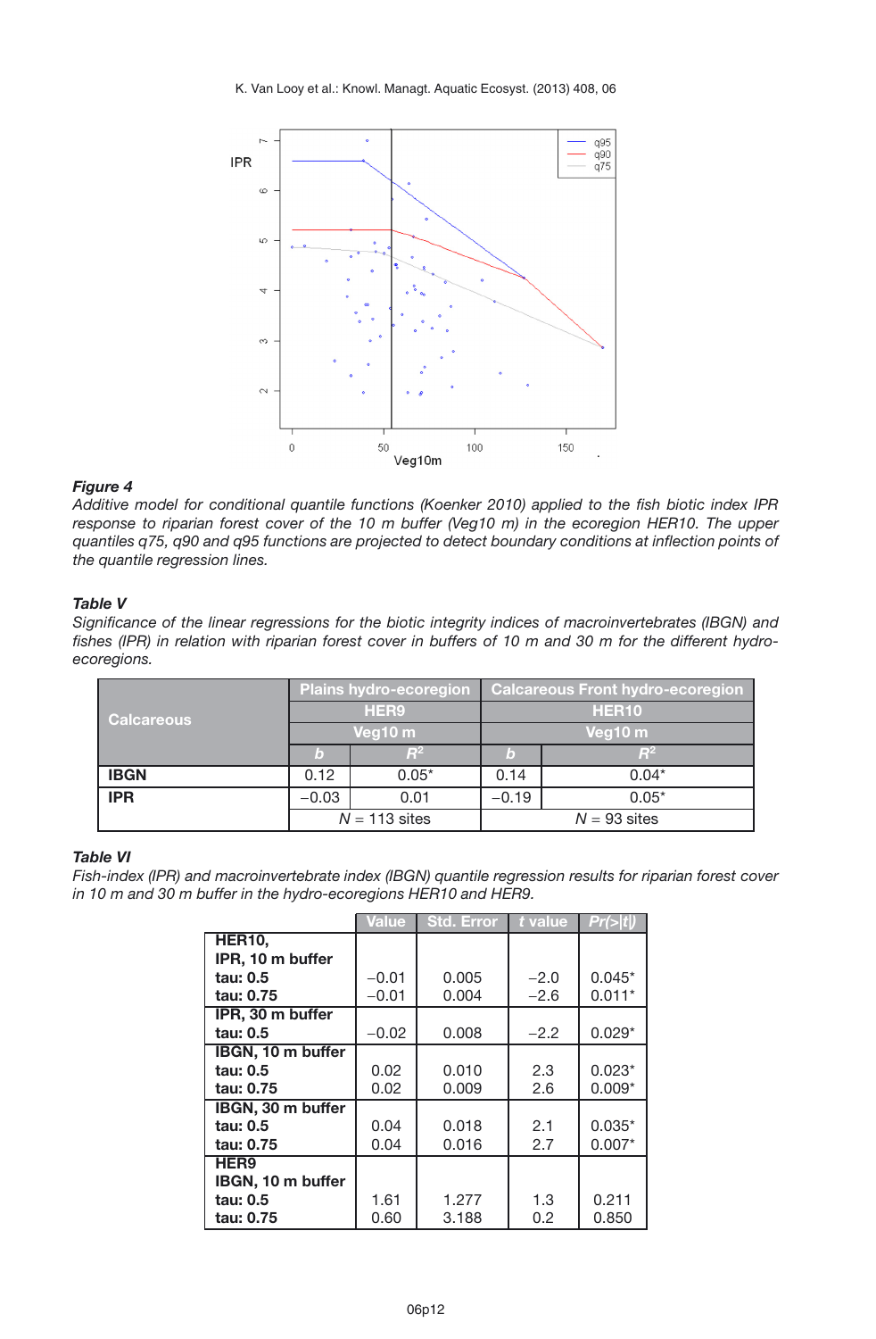**Figure 4**

*Additive model for conditional quantile functions (Koenker 2010) applied to the fish biotic index IPR response to riparian forest cover of the 10 m buffer (Veg10 m) in the ecoregion HER10. The upper quantiles q75, q90 and q95 functions are projected to detect boundary conditions at inflection points of the quantile regression lines.*

**Table V**

*Significance of the linear regressions for the biotic integrity indices of macroinvertebrates (IBGN) and fishes (IPR) in relation with riparian forest cover in buffers of 10 m and 30 m for the different hydro-ecoregions.*

| Calcareous | Plains hydro-ecoregion | | Calcareous Front hydro-ecoregion | |
|---|---|---|---|---|
| | HER9 | | HER10 | |
| | Veg10 m | | Veg10 m | |
| | *b* | $R^2$ | *b* | $R^2$ |
| **IBGN** | 0.12 | 0.05* | 0.14 | 0.04* |
| **IPR** | −0.03 | 0.01 | −0.19 | 0.05* |
| | *N* = 113 sites | | *N* = 93 sites | |

**Table VI**

*Fish-index (IPR) and macroinvertebrate index (IBGN) quantile regression results for riparian forest cover in 10 m and 30 m buffer in the hydro-ecoregions HER10 and HER9.*

| | Value | Std. Error | *t* value | Pr(>\|t\|) |
|---|---|---|---|---|
| **HER10,** | | | | |
| **IPR, 10 m buffer** | | | | |
| **tau: 0.5** | −0.01 | 0.005 | −2.0 | 0.045* |
| **tau: 0.75** | −0.01 | 0.004 | −2.6 | 0.011* |
| **IPR, 30 m buffer** | | | | |
| **tau: 0.5** | −0.02 | 0.008 | −2.2 | 0.029* |
| **IBGN, 10 m buffer** | | | | |
| **tau: 0.5** | 0.02 | 0.010 | 2.3 | 0.023* |
| **tau: 0.75** | 0.02 | 0.009 | 2.6 | 0.009* |
| **IBGN, 30 m buffer** | | | | |
| **tau: 0.5** | 0.04 | 0.018 | 2.1 | 0.035* |
| **tau: 0.75** | 0.04 | 0.016 | 2.7 | 0.007* |
| **HER9** | | | | |
| **IBGN, 10 m buffer** | | | | |
| **tau: 0.5** | 1.61 | 1.277 | 1.3 | 0.211 |
| **tau: 0.75** | 0.60 | 3.188 | 0.2 | 0.850 |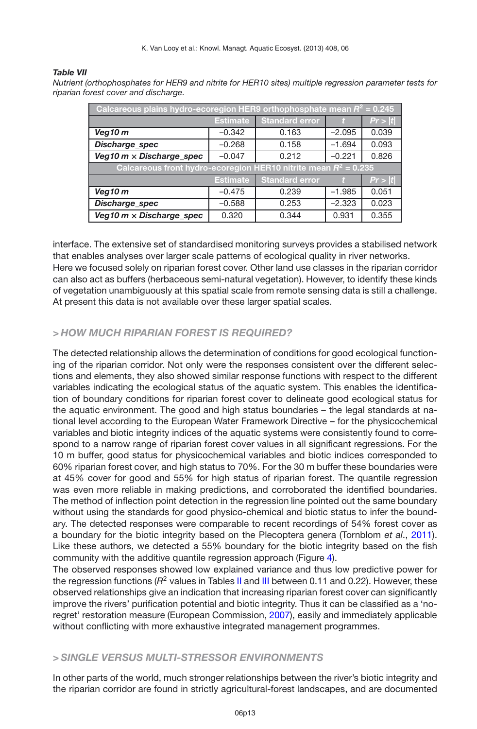***Table VII***
*Nutrient (orthophosphates for HER9 and nitrite for HER10 sites) multiple regression parameter tests for riparian forest cover and discharge.*

| Calcareous plains hydro-ecoregion HER9 orthophosphate mean $R^2$ = 0.245 | | | | |
|---|---|---|---|---|
| | Estimate | Standard error | $t$ | $Pr > \|t\|$ |
| ***Veg10 m*** | –0.342 | 0.163 | –2.095 | 0.039 |
| ***Discharge_spec*** | –0.268 | 0.158 | –1.694 | 0.093 |
| ***Veg10 m × Discharge_spec*** | –0.047 | 0.212 | –0.221 | 0.826 |
| **Calcareous front hydro-ecoregion HER10 nitrite mean $R^2$ = 0.235** | | | | |
| | Estimate | Standard error | $t$ | $Pr > \|t\|$ |
| ***Veg10 m*** | –0.475 | 0.239 | –1.985 | 0.051 |
| ***Discharge_spec*** | –0.588 | 0.253 | –2.323 | 0.023 |
| ***Veg10 m × Discharge_spec*** | 0.320 | 0.344 | 0.931 | 0.355 |

interface. The extensive set of standardised monitoring surveys provides a stabilised network that enables analyses over larger scale patterns of ecological quality in river networks.
Here we focused solely on riparian forest cover. Other land use classes in the riparian corridor can also act as buffers (herbaceous semi-natural vegetation). However, to identify these kinds of vegetation unambiguously at this spatial scale from remote sensing data is still a challenge. At present this data is not available over these larger spatial scales.

## > *HOW MUCH RIPARIAN FOREST IS REQUIRED?*

The detected relationship allows the determination of conditions for good ecological functioning of the riparian corridor. Not only were the responses consistent over the different selections and elements, they also showed similar response functions with respect to the different variables indicating the ecological status of the aquatic system. This enables the identification of boundary conditions for riparian forest cover to delineate good ecological status for the aquatic environment. The good and high status boundaries – the legal standards at national level according to the European Water Framework Directive – for the physicochemical variables and biotic integrity indices of the aquatic systems were consistently found to correspond to a narrow range of riparian forest cover values in all significant regressions. For the 10 m buffer, good status for physicochemical variables and biotic indices corresponded to 60% riparian forest cover, and high status to 70%. For the 30 m buffer these boundaries were at 45% cover for good and 55% for high status of riparian forest. The quantile regression was even more reliable in making predictions, and corroborated the identified boundaries. The method of inflection point detection in the regression line pointed out the same boundary without using the standards for good physico-chemical and biotic status to infer the boundary. The detected responses were comparable to recent recordings of 54% forest cover as a boundary for the biotic integrity based on the Plecoptera genera (Tornblom *et al*., 2011). Like these authors, we detected a 55% boundary for the biotic integrity based on the fish community with the additive quantile regression approach (Figure 4).
The observed responses showed low explained variance and thus low predictive power for the regression functions ($R^2$ values in Tables II and III between 0.11 and 0.22). However, these observed relationships give an indication that increasing riparian forest cover can significantly improve the rivers' purification potential and biotic integrity. Thus it can be classified as a 'no-regret' restoration measure (European Commission, 2007), easily and immediately applicable without conflicting with more exhaustive integrated management programmes.

## > *SINGLE VERSUS MULTI-STRESSOR ENVIRONMENTS*

In other parts of the world, much stronger relationships between the river's biotic integrity and the riparian corridor are found in strictly agricultural-forest landscapes, and are documented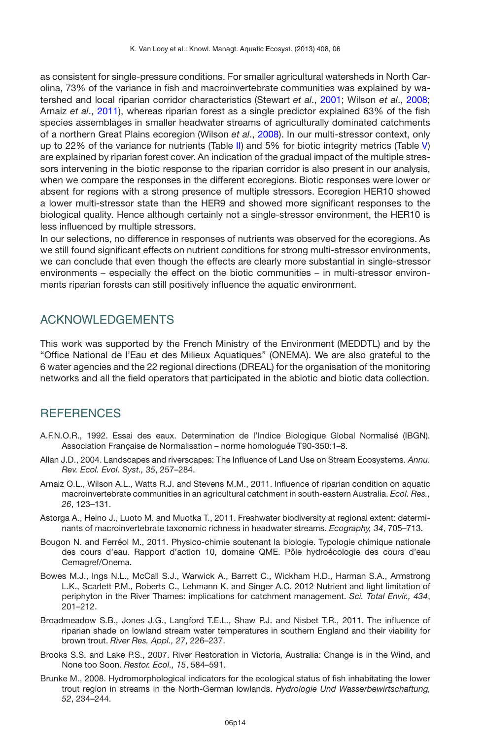as consistent for single-pressure conditions. For smaller agricultural watersheds in North Carolina, 73% of the variance in fish and macroinvertebrate communities was explained by watershed and local riparian corridor characteristics (Stewart *et al*., 2001; Wilson *et al*., 2008; Arnaiz *et al*., 2011), whereas riparian forest as a single predictor explained 63% of the fish species assemblages in smaller headwater streams of agriculturally dominated catchments of a northern Great Plains ecoregion (Wilson *et al*., 2008). In our multi-stressor context, only up to 22% of the variance for nutrients (Table II) and 5% for biotic integrity metrics (Table V) are explained by riparian forest cover. An indication of the gradual impact of the multiple stressors intervening in the biotic response to the riparian corridor is also present in our analysis, when we compare the responses in the different ecoregions. Biotic responses were lower or absent for regions with a strong presence of multiple stressors. Ecoregion HER10 showed a lower multi-stressor state than the HER9 and showed more significant responses to the biological quality. Hence although certainly not a single-stressor environment, the HER10 is less influenced by multiple stressors.

In our selections, no difference in responses of nutrients was observed for the ecoregions. As we still found significant effects on nutrient conditions for strong multi-stressor environments, we can conclude that even though the effects are clearly more substantial in single-stressor environments – especially the effect on the biotic communities – in multi-stressor environments riparian forests can still positively influence the aquatic environment.

## ACKNOWLEDGEMENTS

This work was supported by the French Ministry of the Environment (MEDDTL) and by the "Office National de l'Eau et des Milieux Aquatiques" (ONEMA). We are also grateful to the 6 water agencies and the 22 regional directions (DREAL) for the organisation of the monitoring networks and all the field operators that participated in the abiotic and biotic data collection.

## REFERENCES

A.F.N.O.R., 1992. Essai des eaux. Determination de l'Indice Biologique Global Normalisé (IBGN). Association Française de Normalisation – norme homologuée T90-350:1–8.

Allan J.D., 2004. Landscapes and riverscapes: The Influence of Land Use on Stream Ecosystems. *Annu. Rev. Ecol. Evol. Syst., 35*, 257–284.

Arnaiz O.L., Wilson A.L., Watts R.J. and Stevens M.M., 2011. Influence of riparian condition on aquatic macroinvertebrate communities in an agricultural catchment in south-eastern Australia. *Ecol. Res., 26*, 123–131.

Astorga A., Heino J., Luoto M. and Muotka T., 2011. Freshwater biodiversity at regional extent: determinants of macroinvertebrate taxonomic richness in headwater streams. *Ecography, 34*, 705–713.

Bougon N. and Ferréol M., 2011. Physico-chimie soutenant la biologie. Typologie chimique nationale des cours d'eau. Rapport d'action 10, domaine QME. Pôle hydroécologie des cours d'eau Cemagref/Onema.

Bowes M.J., Ings N.L., McCall S.J., Warwick A., Barrett C., Wickham H.D., Harman S.A., Armstrong L.K., Scarlett P.M., Roberts C., Lehmann K. and Singer A.C. 2012 Nutrient and light limitation of periphyton in the River Thames: implications for catchment management. *Sci. Total Envir., 434*, 201–212.

Broadmeadow S.B., Jones J.G., Langford T.E.L., Shaw P.J. and Nisbet T.R., 2011. The influence of riparian shade on lowland stream water temperatures in southern England and their viability for brown trout. *River Res. Appl., 27*, 226–237.

Brooks S.S. and Lake P.S., 2007. River Restoration in Victoria, Australia: Change is in the Wind, and None too Soon. *Restor. Ecol., 15*, 584–591.

Brunke M., 2008. Hydromorphological indicators for the ecological status of fish inhabitating the lower trout region in streams in the North-German lowlands. *Hydrologie Und Wasserbewirtschaftung, 52*, 234–244.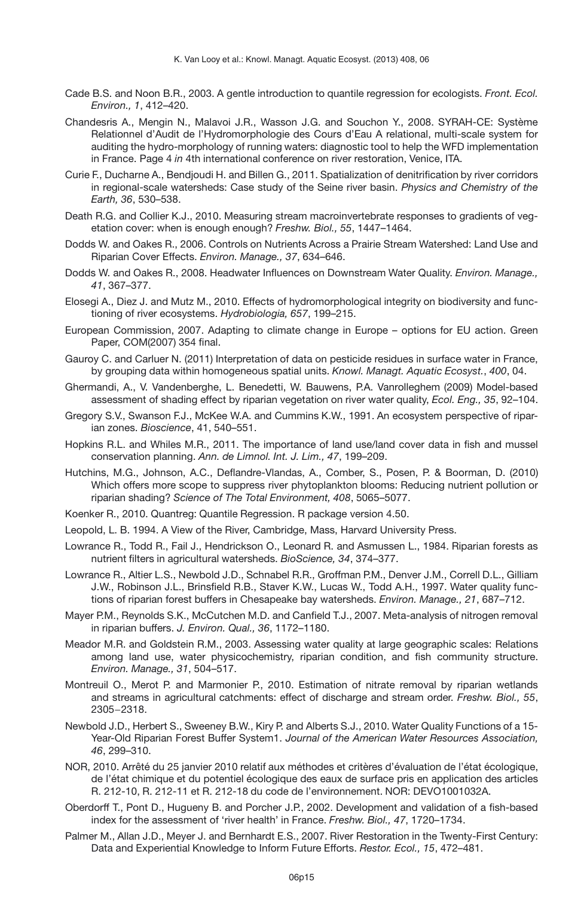Cade B.S. and Noon B.R., 2003. A gentle introduction to quantile regression for ecologists. *Front. Ecol. Environ., 1*, 412–420.

Chandesris A., Mengin N., Malavoi J.R., Wasson J.G. and Souchon Y., 2008. SYRAH-CE: Système Relationnel d'Audit de l'Hydromorphologie des Cours d'Eau A relational, multi-scale system for auditing the hydro-morphology of running waters: diagnostic tool to help the WFD implementation in France. Page 4 *in* 4th international conference on river restoration, Venice, ITA.

Curie F., Ducharne A., Bendjoudi H. and Billen G., 2011. Spatialization of denitrification by river corridors in regional-scale watersheds: Case study of the Seine river basin. *Physics and Chemistry of the Earth, 36*, 530–538.

Death R.G. and Collier K.J., 2010. Measuring stream macroinvertebrate responses to gradients of vegetation cover: when is enough enough? *Freshw. Biol., 55*, 1447–1464.

Dodds W. and Oakes R., 2006. Controls on Nutrients Across a Prairie Stream Watershed: Land Use and Riparian Cover Effects. *Environ. Manage., 37*, 634–646.

Dodds W. and Oakes R., 2008. Headwater Influences on Downstream Water Quality. *Environ. Manage., 41*, 367–377.

Elosegi A., Diez J. and Mutz M., 2010. Effects of hydromorphological integrity on biodiversity and functioning of river ecosystems. *Hydrobiologia, 657*, 199–215.

European Commission, 2007. Adapting to climate change in Europe – options for EU action. Green Paper, COM(2007) 354 final.

Gauroy C. and Carluer N. (2011) Interpretation of data on pesticide residues in surface water in France, by grouping data within homogeneous spatial units. *Knowl. Managt. Aquatic Ecosyst.*, *400*, 04.

Ghermandi, A., V. Vandenberghe, L. Benedetti, W. Bauwens, P.A. Vanrolleghem (2009) Model-based assessment of shading effect by riparian vegetation on river water quality, *Ecol. Eng., 35*, 92–104.

Gregory S.V., Swanson F.J., McKee W.A. and Cummins K.W., 1991. An ecosystem perspective of riparian zones. *Bioscience*, 41, 540–551.

Hopkins R.L. and Whiles M.R., 2011. The importance of land use/land cover data in fish and mussel conservation planning. *Ann. de Limnol. Int. J. Lim., 47*, 199–209.

Hutchins, M.G., Johnson, A.C., Deflandre-Vlandas, A., Comber, S., Posen, P. & Boorman, D. (2010) Which offers more scope to suppress river phytoplankton blooms: Reducing nutrient pollution or riparian shading? *Science of The Total Environment, 408*, 5065–5077.

Koenker R., 2010. Quantreg: Quantile Regression. R package version 4.50.

Leopold, L. B. 1994. A View of the River, Cambridge, Mass, Harvard University Press.

Lowrance R., Todd R., Fail J., Hendrickson O., Leonard R. and Asmussen L., 1984. Riparian forests as nutrient filters in agricultural watersheds. *BioScience, 34*, 374–377.

Lowrance R., Altier L.S., Newbold J.D., Schnabel R.R., Groffman P.M., Denver J.M., Correll D.L., Gilliam J.W., Robinson J.L., Brinsfield R.B., Staver K.W., Lucas W., Todd A.H., 1997. Water quality functions of riparian forest buffers in Chesapeake bay watersheds. *Environ. Manage., 21*, 687–712.

Mayer P.M., Reynolds S.K., McCutchen M.D. and Canfield T.J., 2007. Meta-analysis of nitrogen removal in riparian buffers. *J. Environ. Qual., 36*, 1172–1180.

Meador M.R. and Goldstein R.M., 2003. Assessing water quality at large geographic scales: Relations among land use, water physicochemistry, riparian condition, and fish community structure. *Environ. Manage., 31*, 504–517.

Montreuil O., Merot P. and Marmonier P., 2010. Estimation of nitrate removal by riparian wetlands and streams in agricultural catchments: effect of discharge and stream order. *Freshw. Biol., 55*, 2305–2318.

Newbold J.D., Herbert S., Sweeney B.W., Kiry P. and Alberts S.J., 2010. Water Quality Functions of a 15-Year-Old Riparian Forest Buffer System1. *Journal of the American Water Resources Association, 46*, 299–310.

NOR, 2010. Arrêté du 25 janvier 2010 relatif aux méthodes et critères d'évaluation de l'état écologique, de l'état chimique et du potentiel écologique des eaux de surface pris en application des articles R. 212-10, R. 212-11 et R. 212-18 du code de l'environnement. NOR: DEVO1001032A.

Oberdorff T., Pont D., Hugueny B. and Porcher J.P., 2002. Development and validation of a fish-based index for the assessment of 'river health' in France. *Freshw. Biol., 47*, 1720–1734.

Palmer M., Allan J.D., Meyer J. and Bernhardt E.S., 2007. River Restoration in the Twenty-First Century: Data and Experiential Knowledge to Inform Future Efforts. *Restor. Ecol., 15*, 472–481.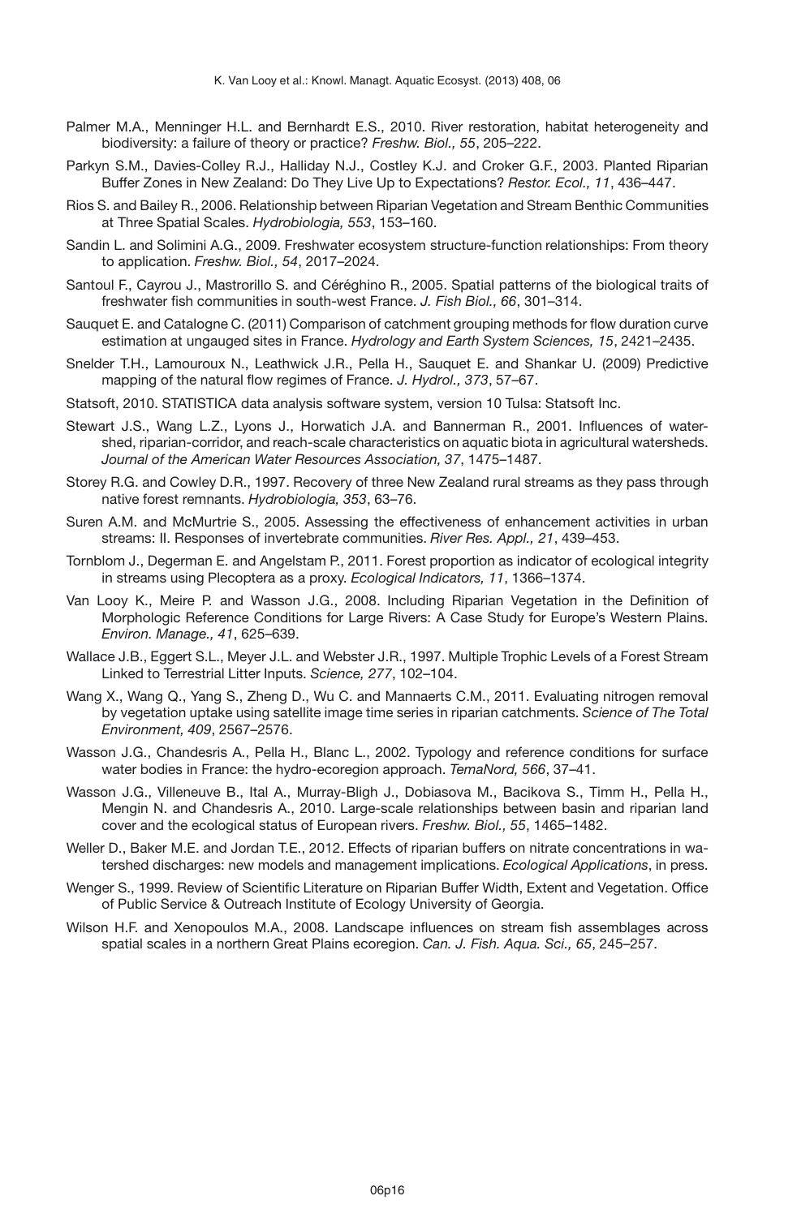Palmer M.A., Menninger H.L. and Bernhardt E.S., 2010. River restoration, habitat heterogeneity and biodiversity: a failure of theory or practice? *Freshw. Biol., 55*, 205–222.

Parkyn S.M., Davies-Colley R.J., Halliday N.J., Costley K.J. and Croker G.F., 2003. Planted Riparian Buffer Zones in New Zealand: Do They Live Up to Expectations? *Restor. Ecol., 11*, 436–447.

Rios S. and Bailey R., 2006. Relationship between Riparian Vegetation and Stream Benthic Communities at Three Spatial Scales. *Hydrobiologia, 553*, 153–160.

Sandin L. and Solimini A.G., 2009. Freshwater ecosystem structure-function relationships: From theory to application. *Freshw. Biol., 54*, 2017–2024.

Santoul F., Cayrou J., Mastrorillo S. and Céréghino R., 2005. Spatial patterns of the biological traits of freshwater fish communities in south-west France. *J. Fish Biol., 66*, 301–314.

Sauquet E. and Catalogne C. (2011) Comparison of catchment grouping methods for flow duration curve estimation at ungauged sites in France. *Hydrology and Earth System Sciences, 15*, 2421–2435.

Snelder T.H., Lamouroux N., Leathwick J.R., Pella H., Sauquet E. and Shankar U. (2009) Predictive mapping of the natural flow regimes of France. *J. Hydrol., 373*, 57–67.

Statsoft, 2010. STATISTICA data analysis software system, version 10 Tulsa: Statsoft Inc.

Stewart J.S., Wang L.Z., Lyons J., Horwatich J.A. and Bannerman R., 2001. Influences of watershed, riparian-corridor, and reach-scale characteristics on aquatic biota in agricultural watersheds. *Journal of the American Water Resources Association, 37*, 1475–1487.

Storey R.G. and Cowley D.R., 1997. Recovery of three New Zealand rural streams as they pass through native forest remnants. *Hydrobiologia, 353*, 63–76.

Suren A.M. and McMurtrie S., 2005. Assessing the effectiveness of enhancement activities in urban streams: II. Responses of invertebrate communities. *River Res. Appl., 21*, 439–453.

Tornblom J., Degerman E. and Angelstam P., 2011. Forest proportion as indicator of ecological integrity in streams using Plecoptera as a proxy. *Ecological Indicators, 11*, 1366–1374.

Van Looy K., Meire P. and Wasson J.G., 2008. Including Riparian Vegetation in the Definition of Morphologic Reference Conditions for Large Rivers: A Case Study for Europe's Western Plains. *Environ. Manage., 41*, 625–639.

Wallace J.B., Eggert S.L., Meyer J.L. and Webster J.R., 1997. Multiple Trophic Levels of a Forest Stream Linked to Terrestrial Litter Inputs. *Science, 277*, 102–104.

Wang X., Wang Q., Yang S., Zheng D., Wu C. and Mannaerts C.M., 2011. Evaluating nitrogen removal by vegetation uptake using satellite image time series in riparian catchments. *Science of The Total Environment, 409*, 2567–2576.

Wasson J.G., Chandesris A., Pella H., Blanc L., 2002. Typology and reference conditions for surface water bodies in France: the hydro-ecoregion approach. *TemaNord, 566*, 37–41.

Wasson J.G., Villeneuve B., Ital A., Murray-Bligh J., Dobiasova M., Bacikova S., Timm H., Pella H., Mengin N. and Chandesris A., 2010. Large-scale relationships between basin and riparian land cover and the ecological status of European rivers. *Freshw. Biol., 55*, 1465–1482.

Weller D., Baker M.E. and Jordan T.E., 2012. Effects of riparian buffers on nitrate concentrations in watershed discharges: new models and management implications. *Ecological Applications*, in press.

Wenger S., 1999. Review of Scientific Literature on Riparian Buffer Width, Extent and Vegetation. Office of Public Service & Outreach Institute of Ecology University of Georgia.

Wilson H.F. and Xenopoulos M.A., 2008. Landscape influences on stream fish assemblages across spatial scales in a northern Great Plains ecoregion. *Can. J. Fish. Aqua. Sci., 65*, 245–257.